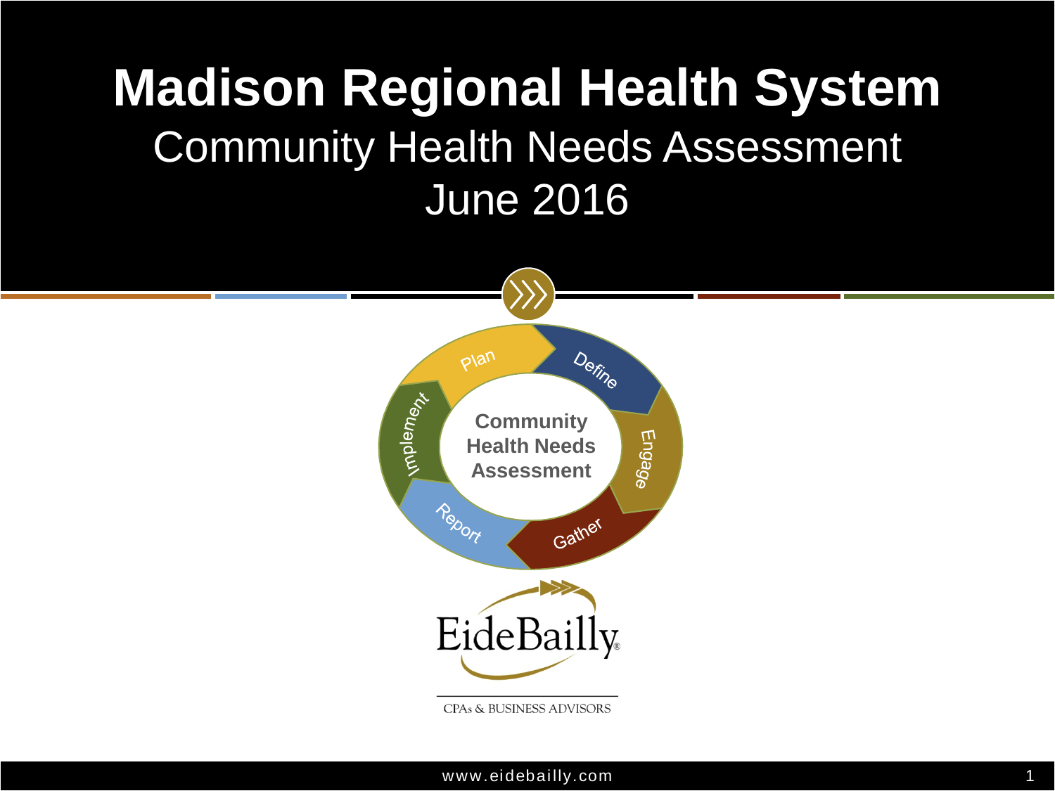# Madison Regional Health System

## Community Health Needs Assessment
## June 2016

Plan → Define → Engage → Gather → Report → Implement

**Community Health Needs Assessment**

EideBailly

CPAs & BUSINESS ADVISORS

www.eidebailly.com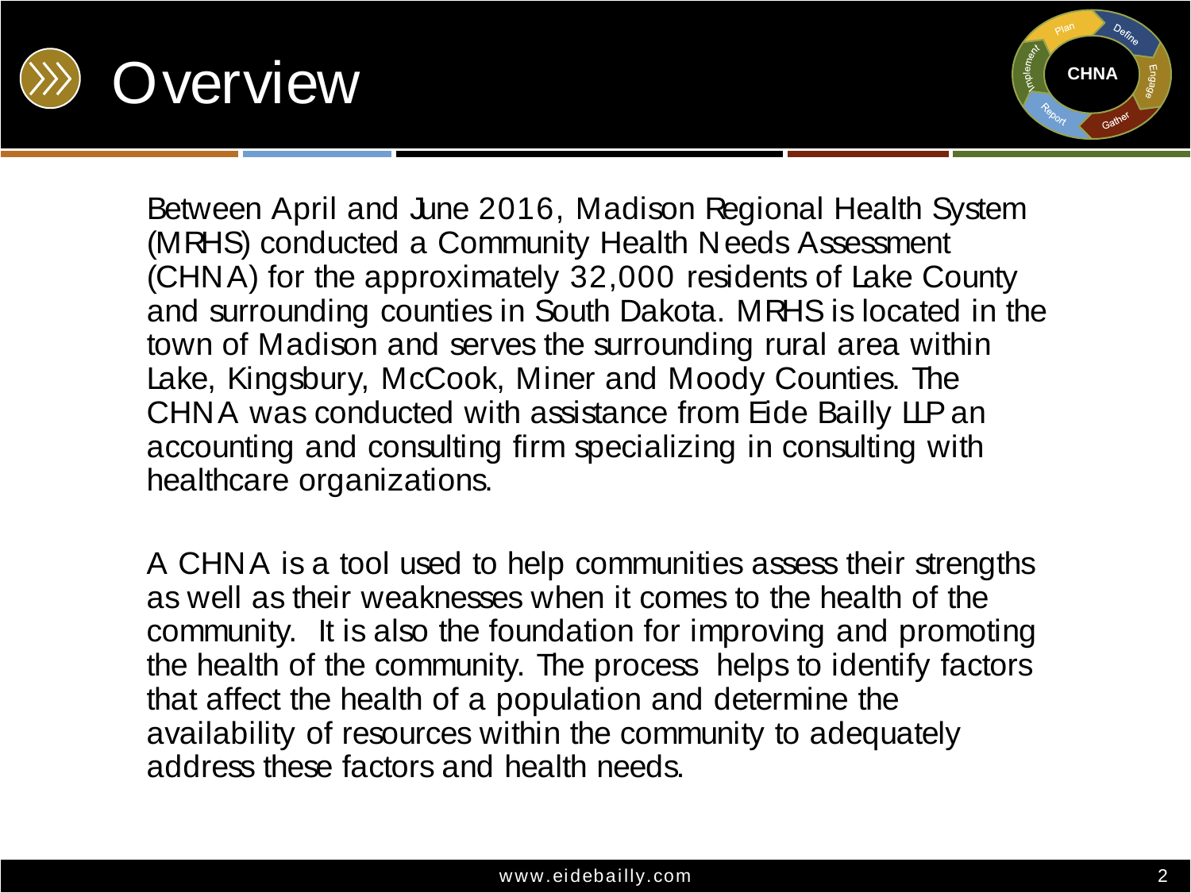# Overview

Between April and June 2016, Madison Regional Health System (MRHS) conducted a Community Health Needs Assessment (CHNA) for the approximately 32,000 residents of Lake County and surrounding counties in South Dakota. MRHS is located in the town of Madison and serves the surrounding rural area within Lake, Kingsbury, McCook, Miner and Moody Counties. The CHNA was conducted with assistance from Eide Bailly LLP an accounting and consulting firm specializing in consulting with healthcare organizations.

A CHNA is a tool used to help communities assess their strengths as well as their weaknesses when it comes to the health of the community. It is also the foundation for improving and promoting the health of the community. The process helps to identify factors that affect the health of a population and determine the availability of resources within the community to adequately address these factors and health needs.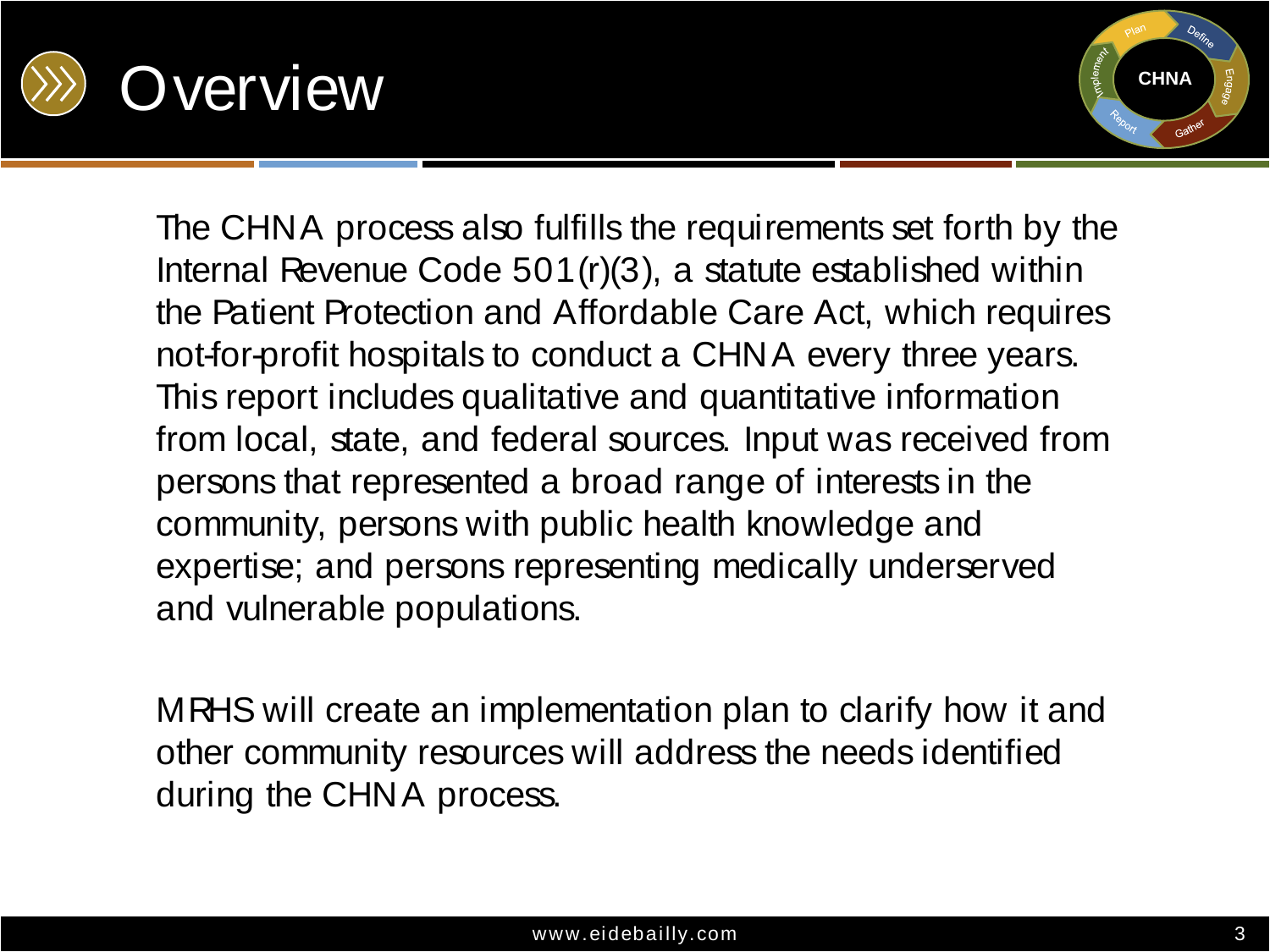# Overview

The CHNA process also fulfills the requirements set forth by the Internal Revenue Code 501(r)(3), a statute established within the Patient Protection and Affordable Care Act, which requires not-for-profit hospitals to conduct a CHNA every three years. This report includes qualitative and quantitative information from local, state, and federal sources. Input was received from persons that represented a broad range of interests in the community, persons with public health knowledge and expertise; and persons representing medically underserved and vulnerable populations.

MRHS will create an implementation plan to clarify how it and other community resources will address the needs identified during the CHNA process.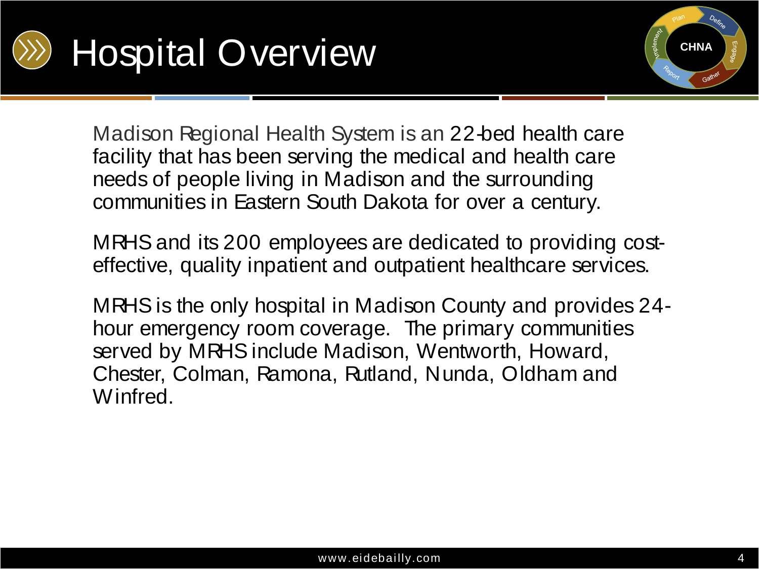# Hospital Overview

Madison Regional Health System is an 22-bed health care facility that has been serving the medical and health care needs of people living in Madison and the surrounding communities in Eastern South Dakota for over a century.

MRHS and its 200 employees are dedicated to providing cost-effective, quality inpatient and outpatient healthcare services.

MRHS is the only hospital in Madison County and provides 24-hour emergency room coverage. The primary communities served by MRHS include Madison, Wentworth, Howard, Chester, Colman, Ramona, Rutland, Nunda, Oldham and Winfred.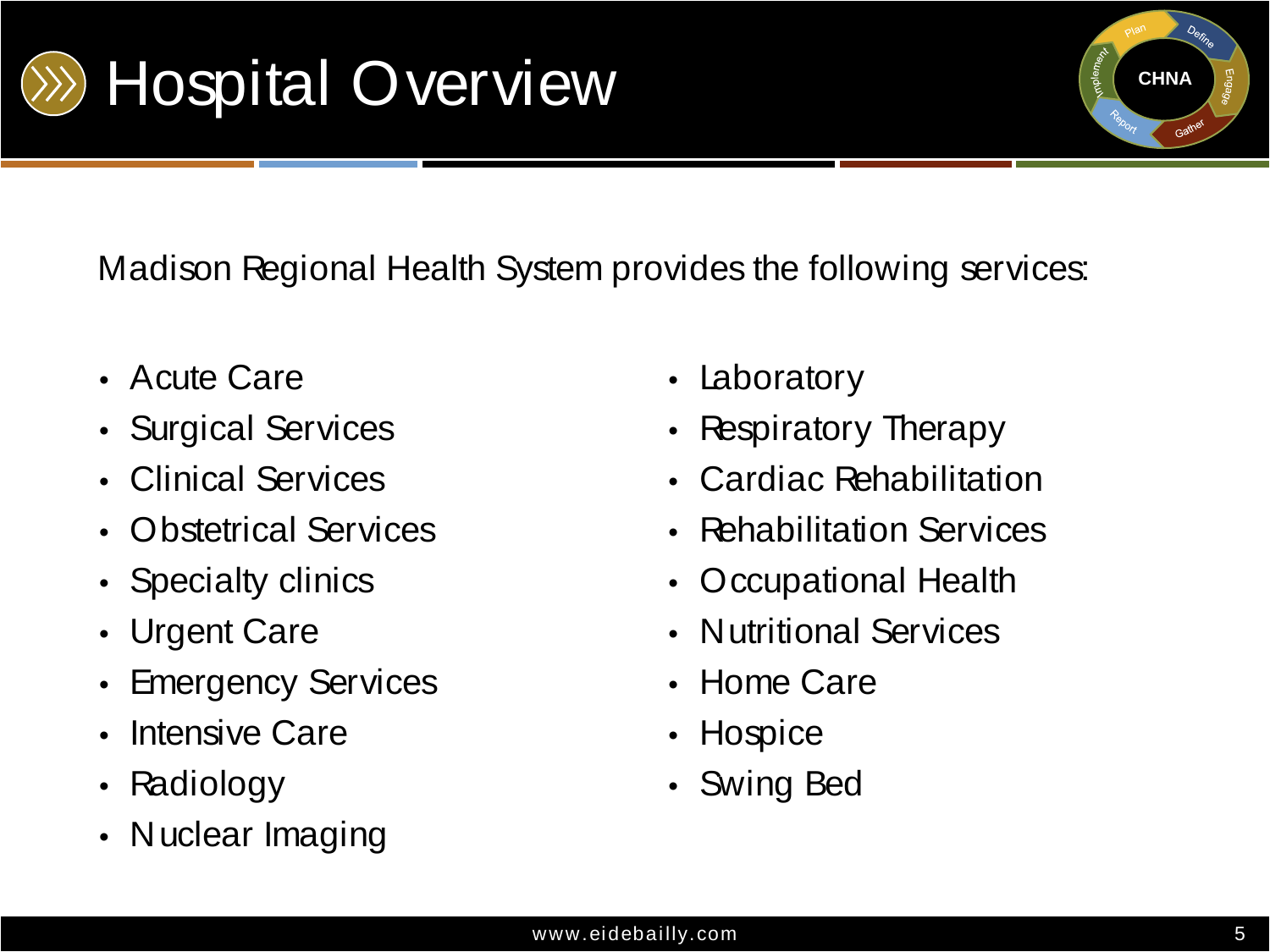# Hospital Overview

Madison Regional Health System provides the following services:

- Acute Care
- Surgical Services
- Clinical Services
- Obstetrical Services
- Specialty clinics
- Urgent Care
- Emergency Services
- Intensive Care
- Radiology
- Nuclear Imaging
- Laboratory
- Respiratory Therapy
- Cardiac Rehabilitation
- Rehabilitation Services
- Occupational Health
- Nutritional Services
- Home Care
- Hospice
- Swing Bed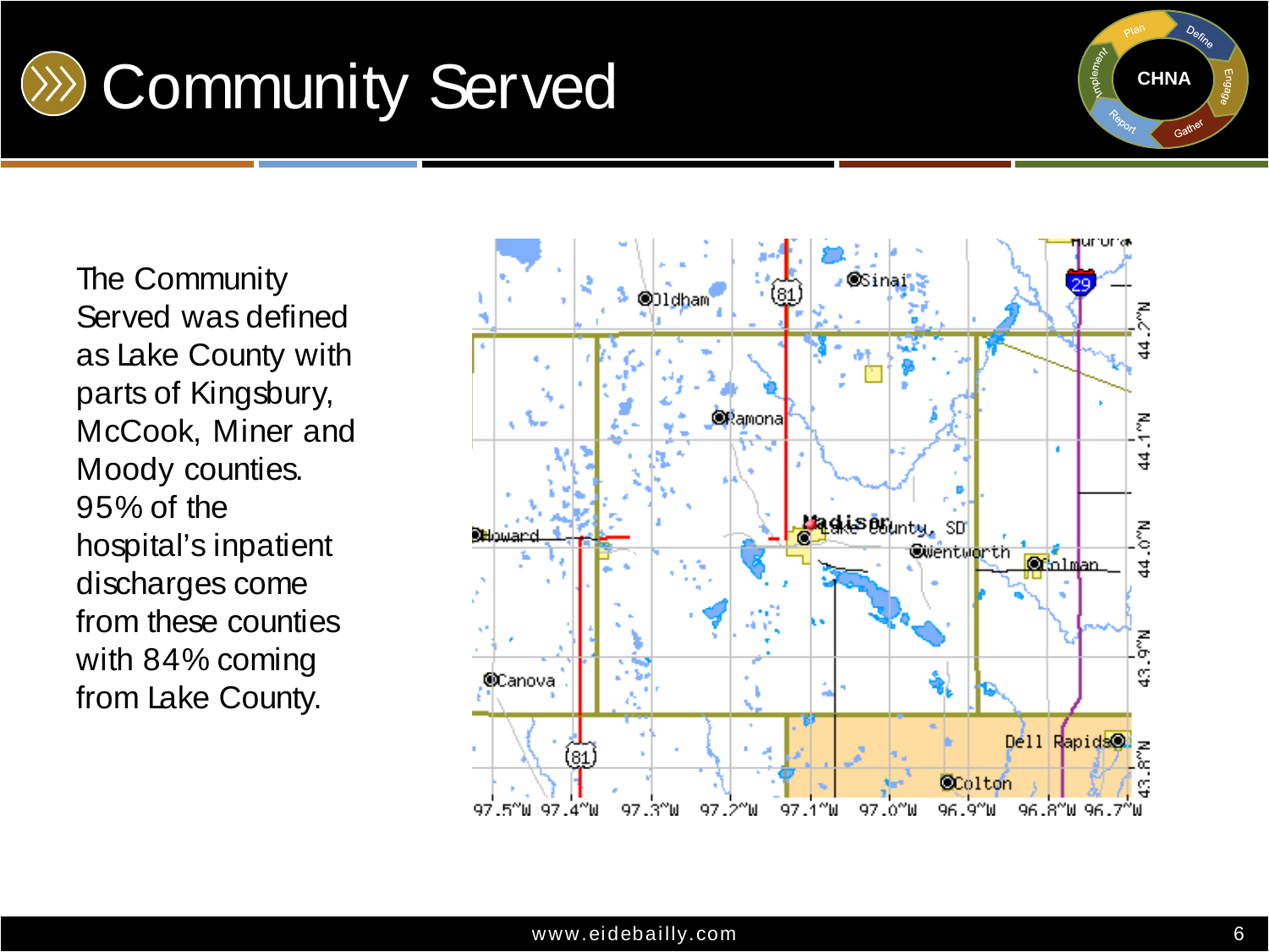# Community Served

The Community Served was defined as Lake County with parts of Kingsbury, McCook, Miner and Moody counties. 95% of the hospital's inpatient discharges come from these counties with 84% coming from Lake County.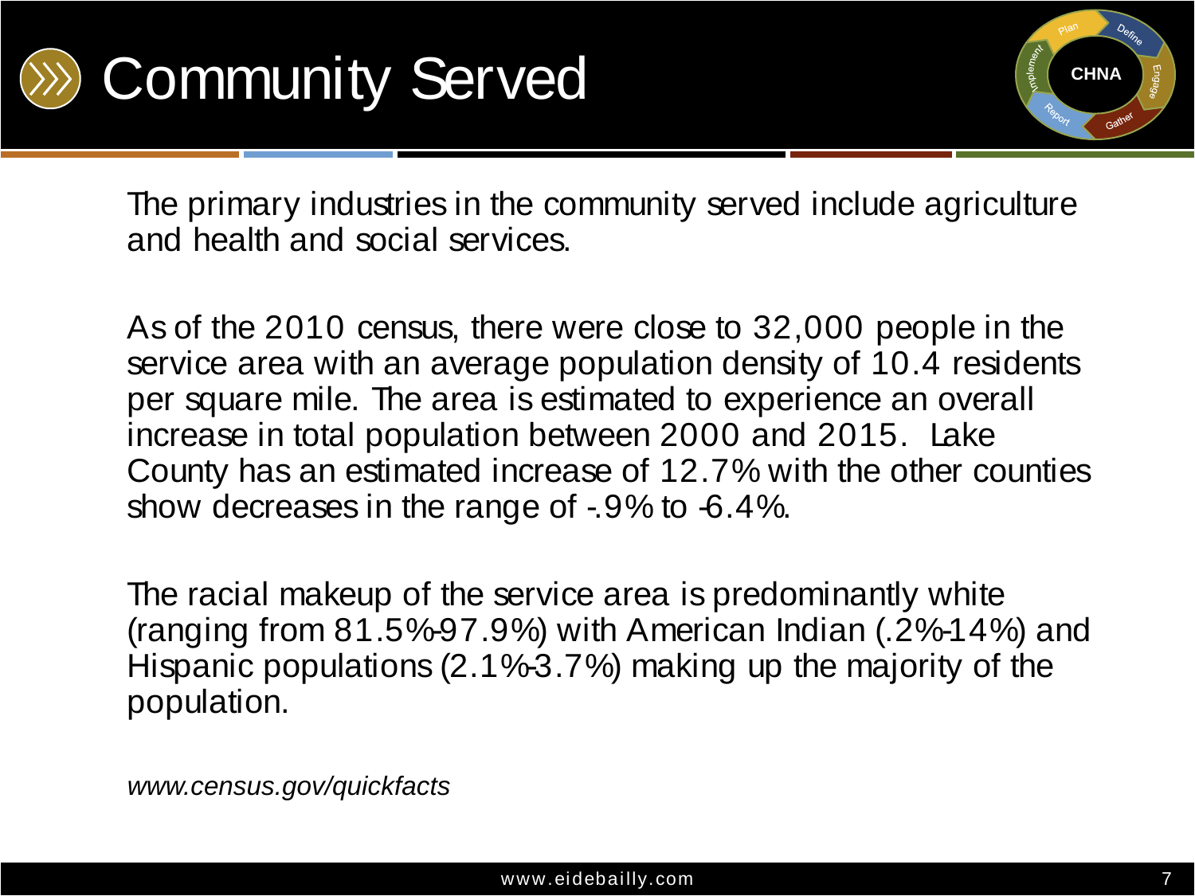# Community Served

The primary industries in the community served include agriculture and health and social services.

As of the 2010 census, there were close to 32,000 people in the service area with an average population density of 10.4 residents per square mile. The area is estimated to experience an overall increase in total population between 2000 and 2015. Lake County has an estimated increase of 12.7% with the other counties show decreases in the range of -.9% to -6.4%.

The racial makeup of the service area is predominantly white (ranging from 81.5%-97.9%) with American Indian (.2%-14%) and Hispanic populations (2.1%-3.7%) making up the majority of the population.

*www.census.gov/quickfacts*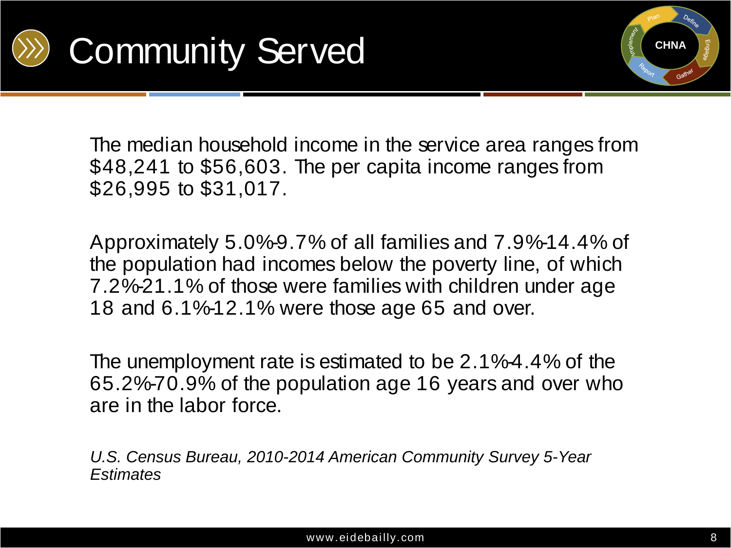# Community Served

The median household income in the service area ranges from $48,241 to $56,603. The per capita income ranges from $26,995 to $31,017.

Approximately 5.0%-9.7% of all families and 7.9%-14.4% of the population had incomes below the poverty line, of which 7.2%-21.1% of those were families with children under age 18 and 6.1%-12.1% were those age 65 and over.

The unemployment rate is estimated to be 2.1%-4.4% of the 65.2%-70.9% of the population age 16 years and over who are in the labor force.

*U.S. Census Bureau, 2010-2014 American Community Survey 5-Year Estimates*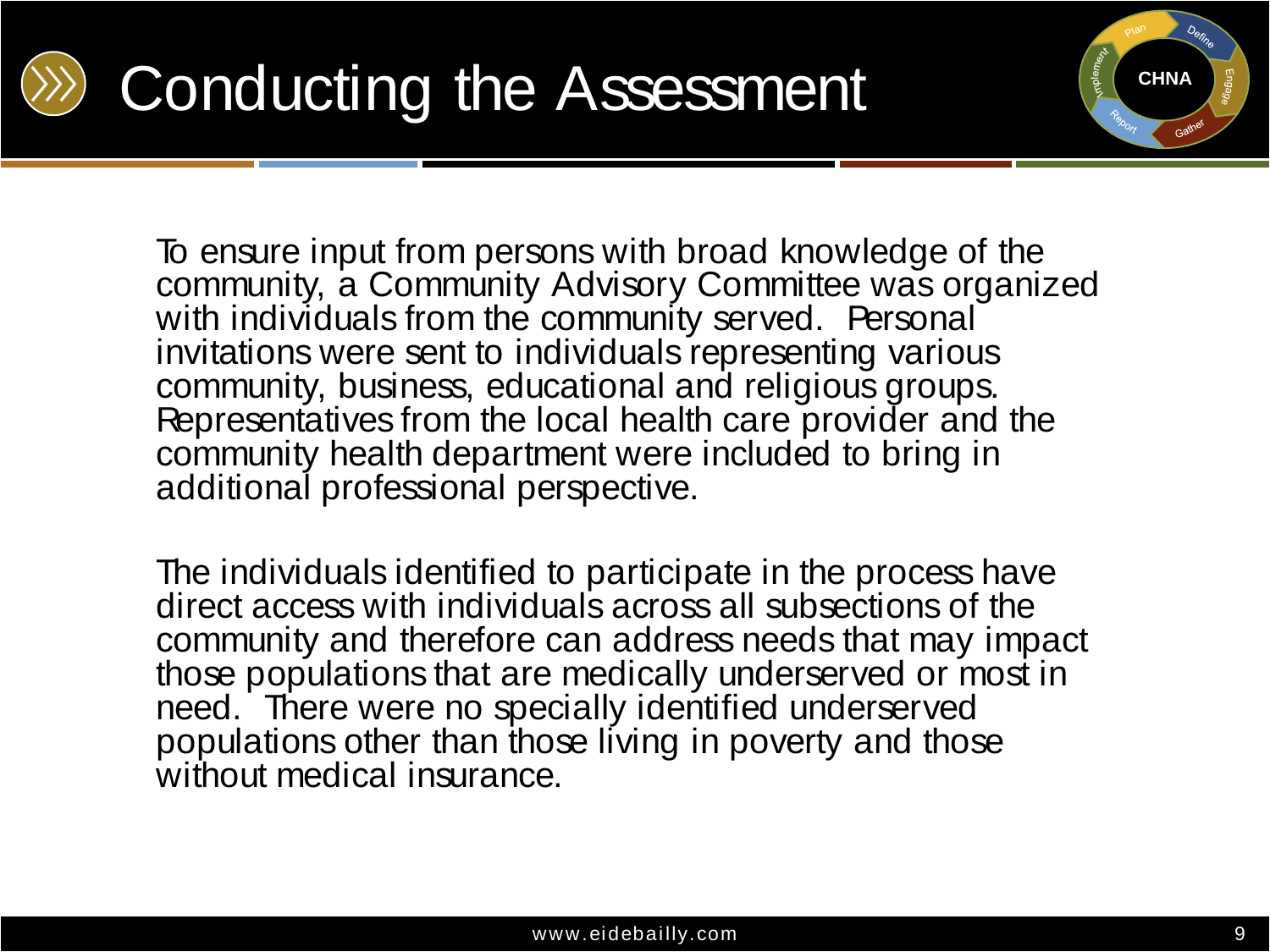# Conducting the Assessment

To ensure input from persons with broad knowledge of the community, a Community Advisory Committee was organized with individuals from the community served. Personal invitations were sent to individuals representing various community, business, educational and religious groups. Representatives from the local health care provider and the community health department were included to bring in additional professional perspective.

The individuals identified to participate in the process have direct access with individuals across all subsections of the community and therefore can address needs that may impact those populations that are medically underserved or most in need. There were no specially identified underserved populations other than those living in poverty and those without medical insurance.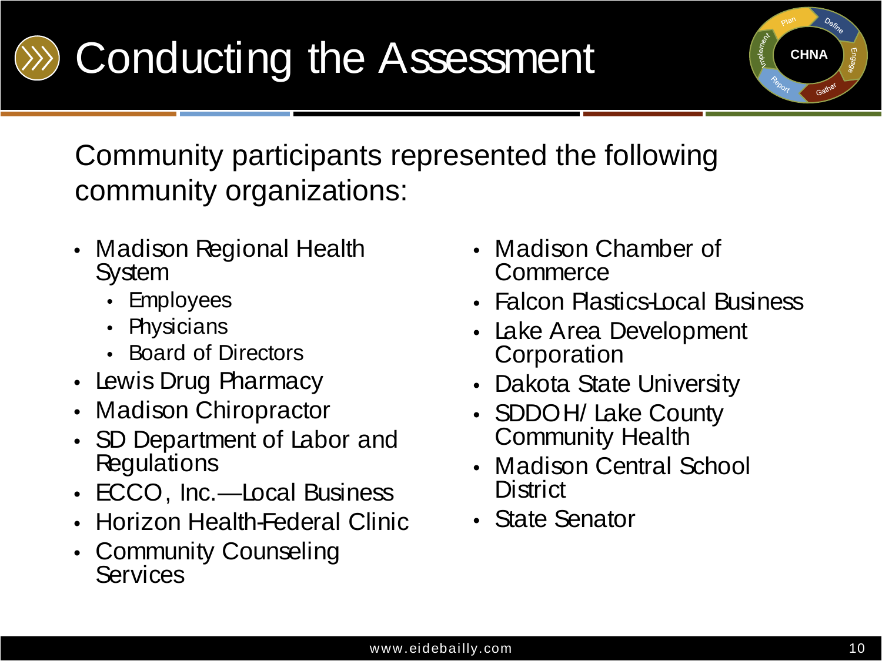# Conducting the Assessment

Community participants represented the following community organizations:

- Madison Regional Health System
  - Employees
  - Physicians
  - Board of Directors
- Lewis Drug Pharmacy
- Madison Chiropractor
- SD Department of Labor and Regulations
- ECCO, Inc.—Local Business
- Horizon Health-Federal Clinic
- Community Counseling Services
- Madison Chamber of Commerce
- Falcon Plastics-Local Business
- Lake Area Development Corporation
- Dakota State University
- SDDOH/ Lake County Community Health
- Madison Central School District
- State Senator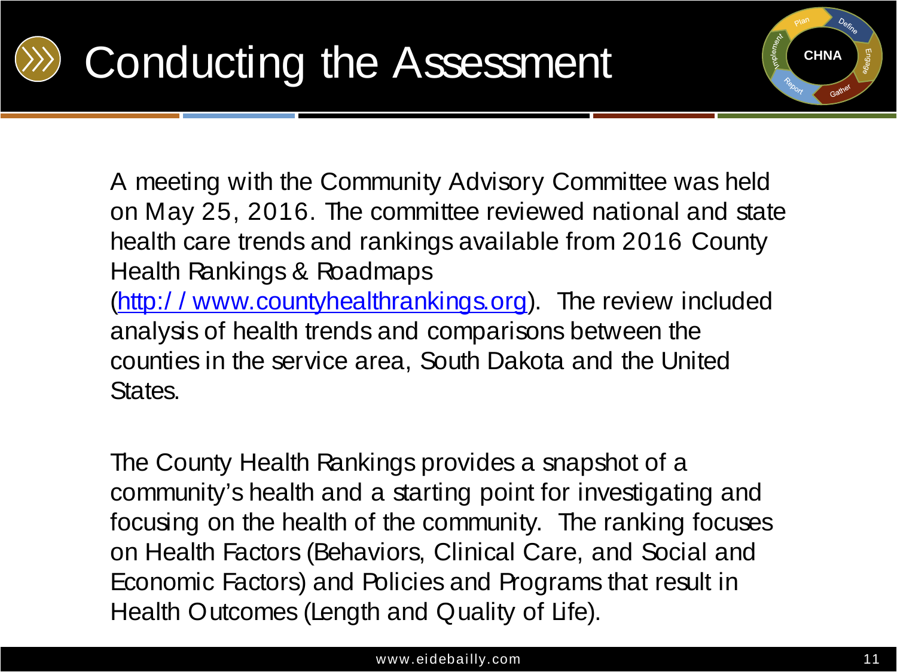# Conducting the Assessment

A meeting with the Community Advisory Committee was held on May 25, 2016. The committee reviewed national and state health care trends and rankings available from 2016 County Health Rankings & Roadmaps (http://www.countyhealthrankings.org). The review included analysis of health trends and comparisons between the counties in the service area, South Dakota and the United States.

The County Health Rankings provides a snapshot of a community's health and a starting point for investigating and focusing on the health of the community. The ranking focuses on Health Factors (Behaviors, Clinical Care, and Social and Economic Factors) and Policies and Programs that result in Health Outcomes (Length and Quality of Life).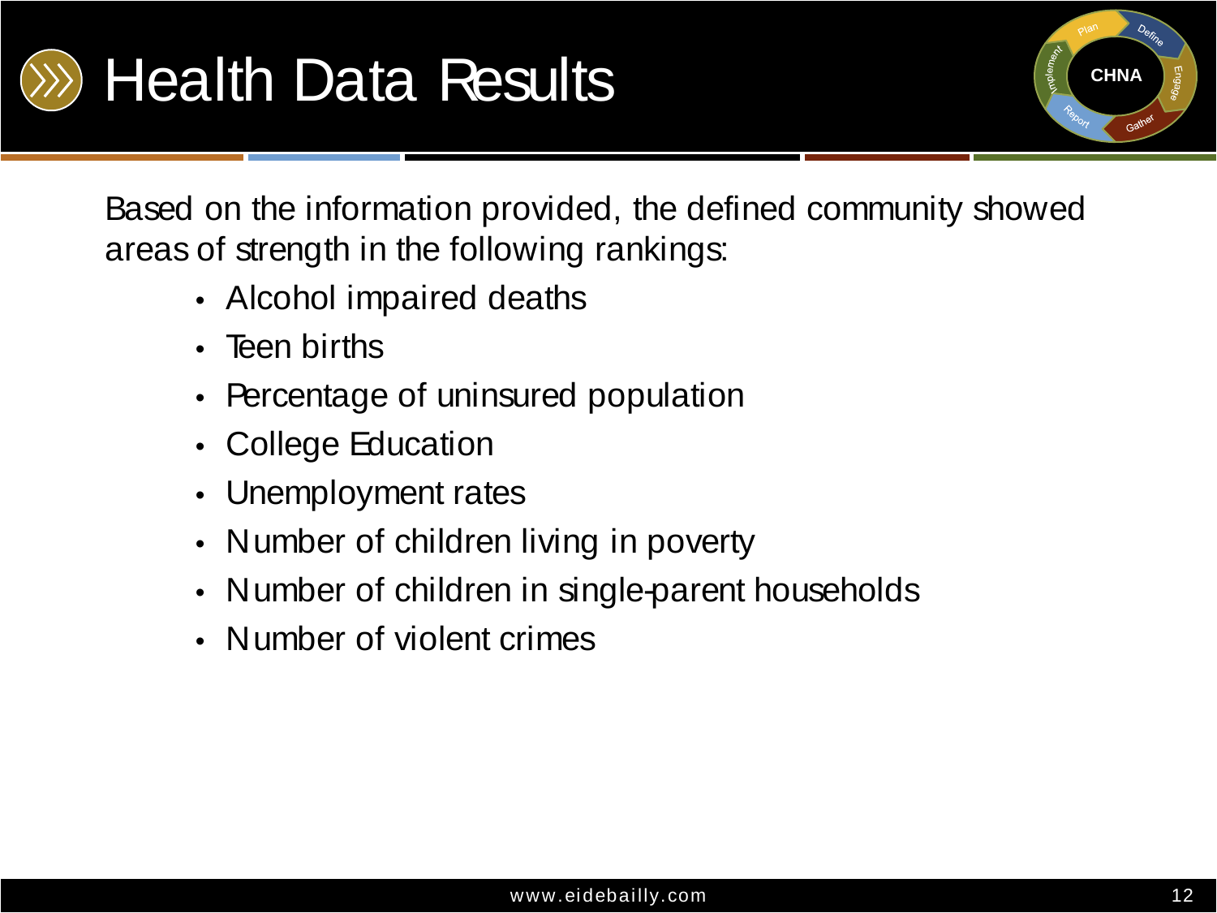# Health Data Results

Based on the information provided, the defined community showed areas of strength in the following rankings:

- Alcohol impaired deaths
- Teen births
- Percentage of uninsured population
- College Education
- Unemployment rates
- Number of children living in poverty
- Number of children in single-parent households
- Number of violent crimes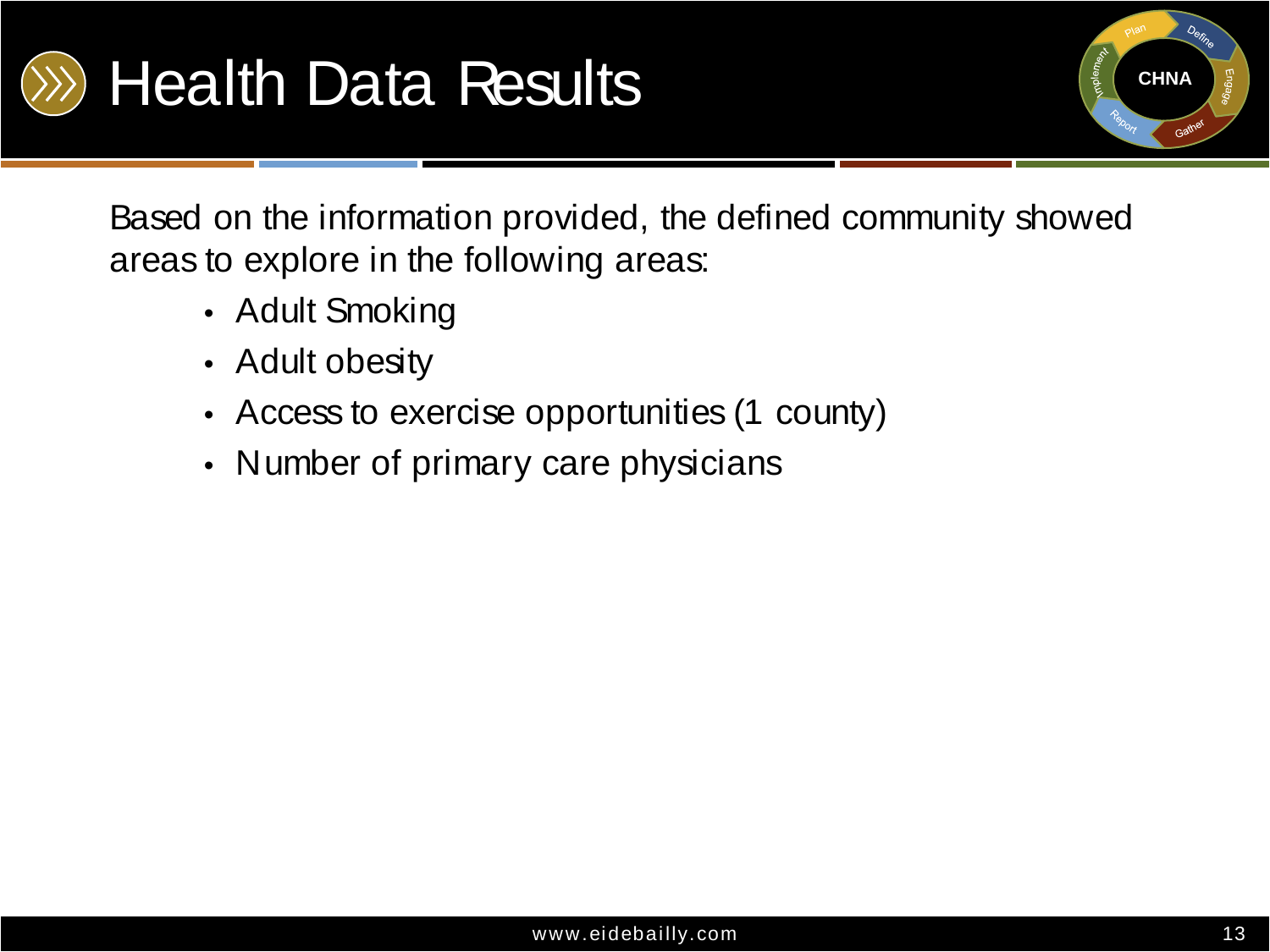# Health Data Results

Based on the information provided, the defined community showed areas to explore in the following areas:

- Adult Smoking
- Adult obesity
- Access to exercise opportunities (1 county)
- Number of primary care physicians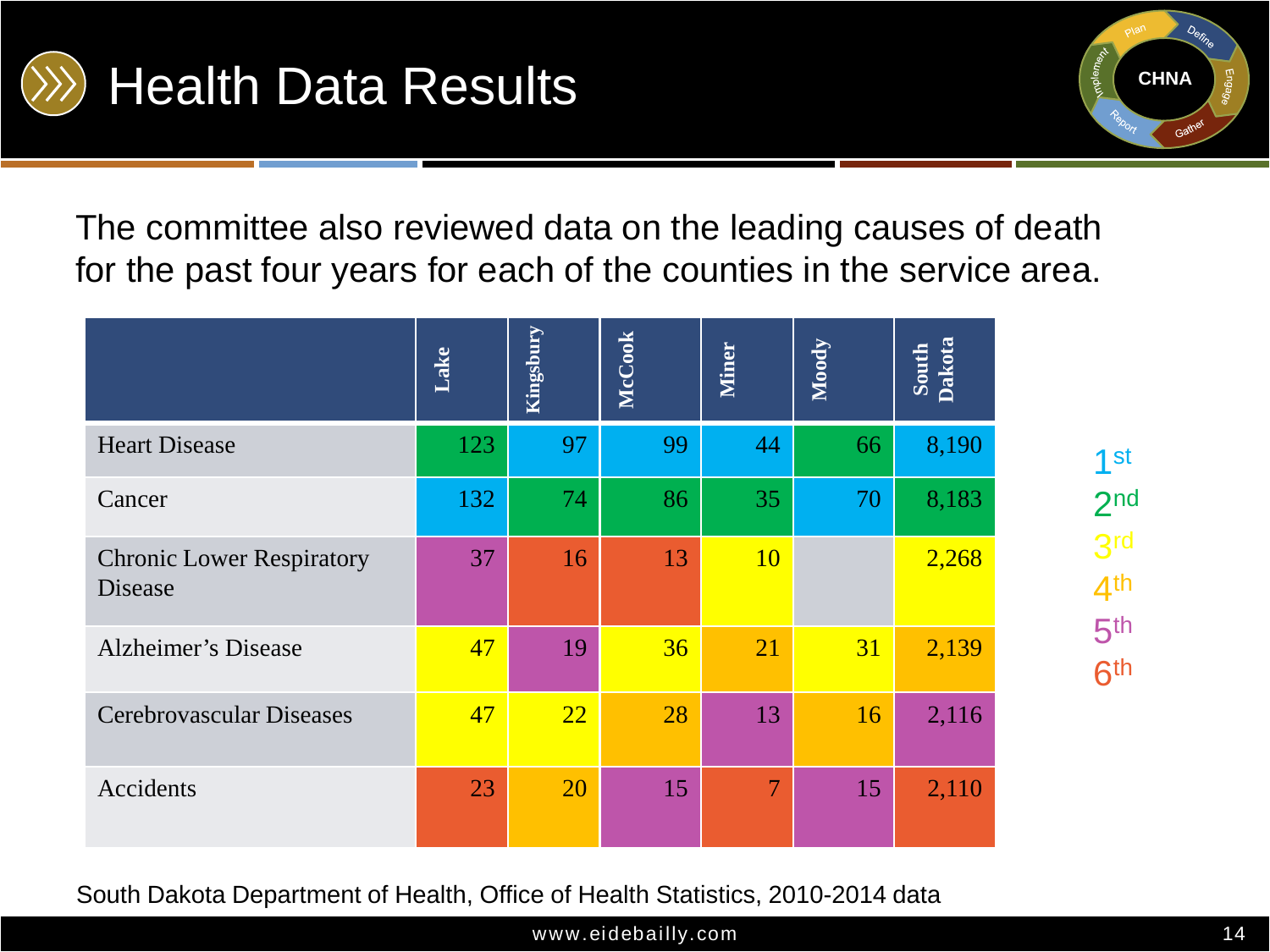# Health Data Results

The committee also reviewed data on the leading causes of death for the past four years for each of the counties in the service area.

| | Lake | Kingsbury | McCook | Miner | Moody | South Dakota |
|---|---|---|---|---|---|---|
| Heart Disease | 123 | 97 | 99 | 44 | 66 | 8,190 |
| Cancer | 132 | 74 | 86 | 35 | 70 | 8,183 |
| Chronic Lower Respiratory Disease | 37 | 16 | 13 | 10 | | 2,268 |
| Alzheimer's Disease | 47 | 19 | 36 | 21 | 31 | 2,139 |
| Cerebrovascular Diseases | 47 | 22 | 28 | 13 | 16 | 2,116 |
| Accidents | 23 | 20 | 15 | 7 | 15 | 2,110 |

1st
2nd
3rd
4th
5th
6th

South Dakota Department of Health, Office of Health Statistics, 2010-2014 data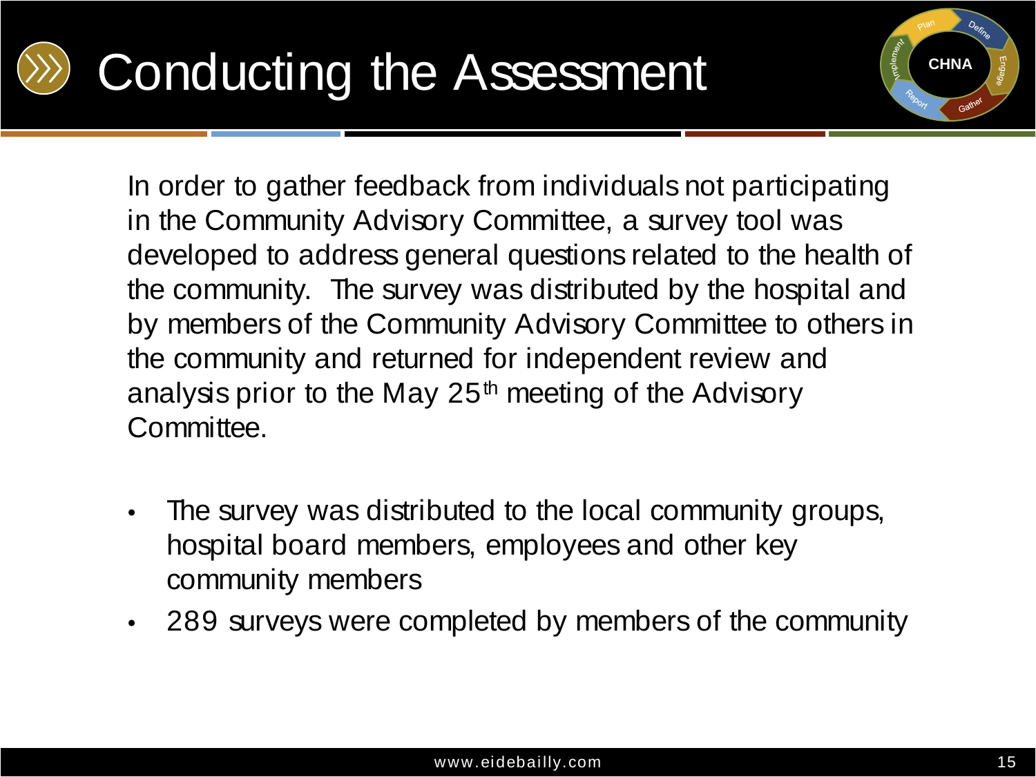# Conducting the Assessment

In order to gather feedback from individuals not participating in the Community Advisory Committee, a survey tool was developed to address general questions related to the health of the community. The survey was distributed by the hospital and by members of the Community Advisory Committee to others in the community and returned for independent review and analysis prior to the May 25th meeting of the Advisory Committee.

- The survey was distributed to the local community groups, hospital board members, employees and other key community members
- 289 surveys were completed by members of the community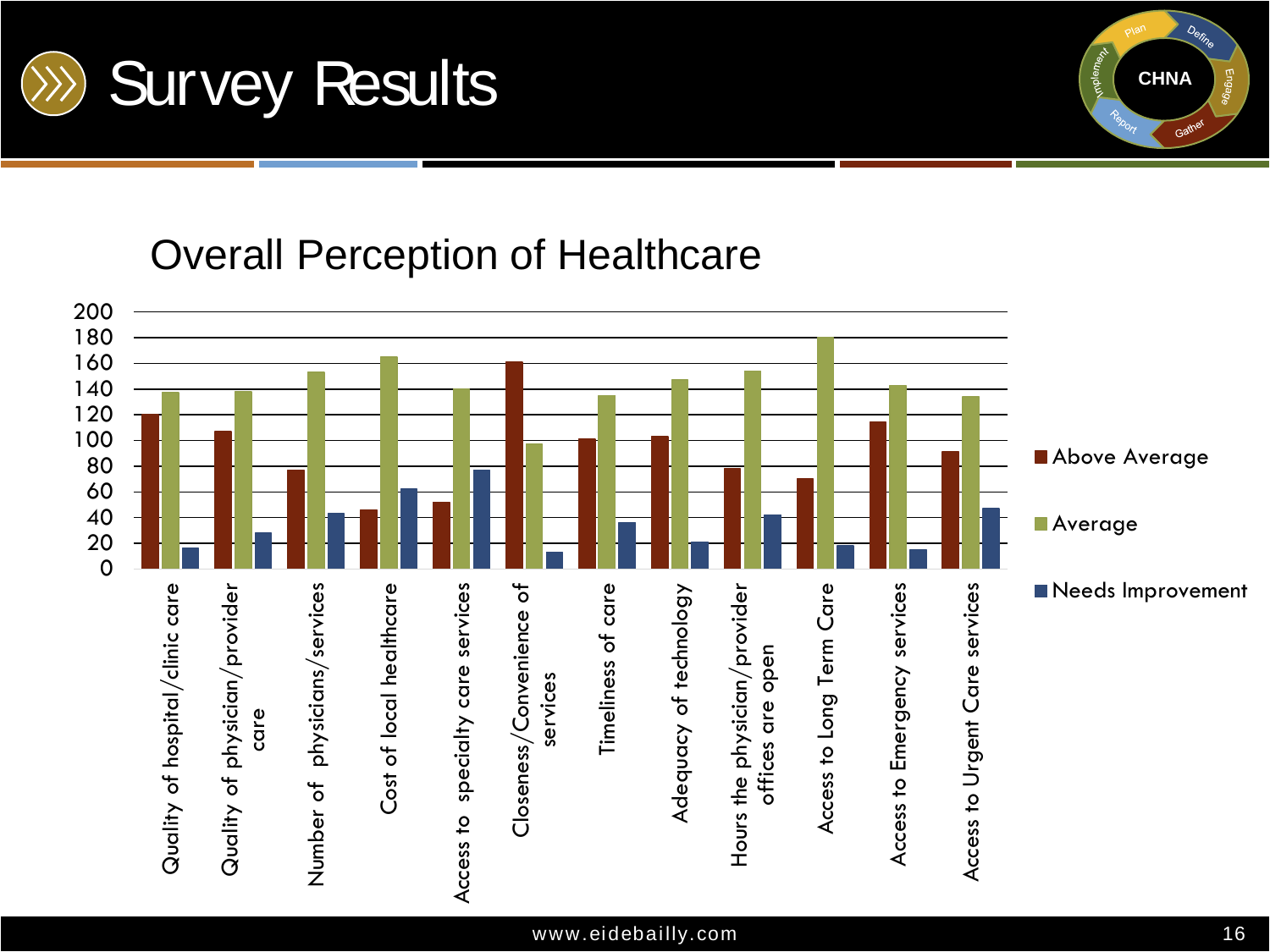# Survey Results

## Overall Perception of Healthcare

| Category | Above Average | Average | Needs Improvement |
|---|---|---|---|
| Quality of hospital/clinic care | 120 | 138 | 17 |
| Quality of physician/provider care | 107 | 138 | 28 |
| Number of physicians/services | 77 | 153 | 43 |
| Cost of local healthcare | 46 | 165 | 62 |
| Access to specialty care services | 52 | 140 | 77 |
| Closeness/Convenience of services | 161 | 97 | 13 |
| Timeliness of care | 101 | 135 | 36 |
| Adequacy of technology | 103 | 147 | 21 |
| Hours the physician/provider offices are open | 78 | 154 | 42 |
| Access to Long Term Care | 70 | 180 | 18 |
| Access to Emergency services | 114 | 143 | 15 |
| Access to Urgent Care services | 91 | 134 | 47 |

www.eidebailly.com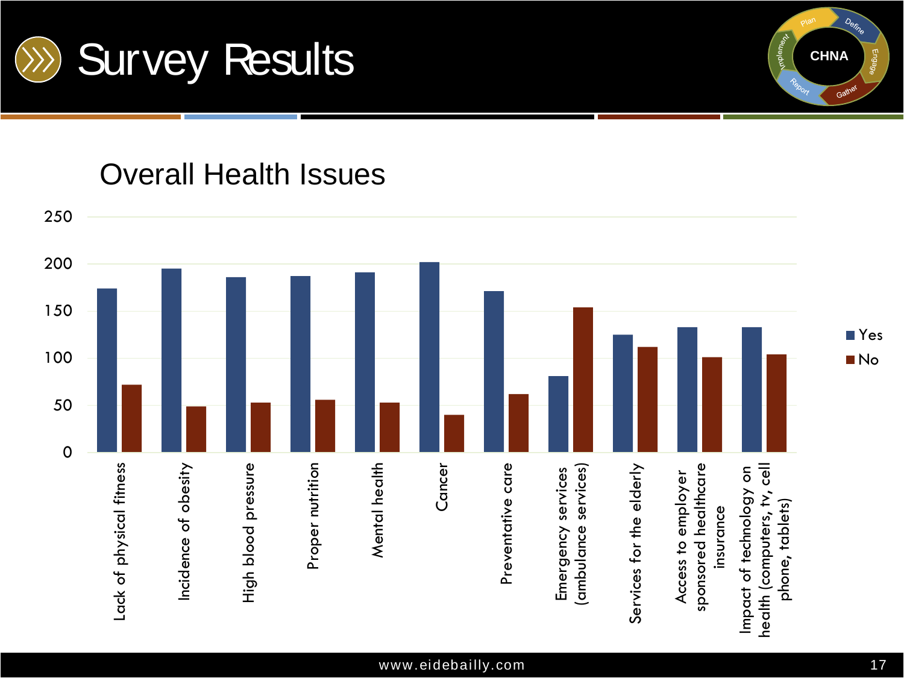# Survey Results

## Overall Health Issues

| Issue | Yes | No |
|---|---|---|
| Lack of physical fitness | 174 | 72 |
| Incidence of obesity | 195 | 49 |
| High blood pressure | 186 | 53 |
| Proper nutrition | 187 | 56 |
| Mental health | 191 | 53 |
| Cancer | 202 | 40 |
| Preventative care | 171 | 62 |
| Emergency services (ambulance services) | 81 | 154 |
| Services for the elderly | 125 | 112 |
| Access to employer sponsored healthcare insurance | 133 | 101 |
| Impact of technology on health (computers, tv, cell phone, tablets) | 133 | 104 |

www.eidebailly.com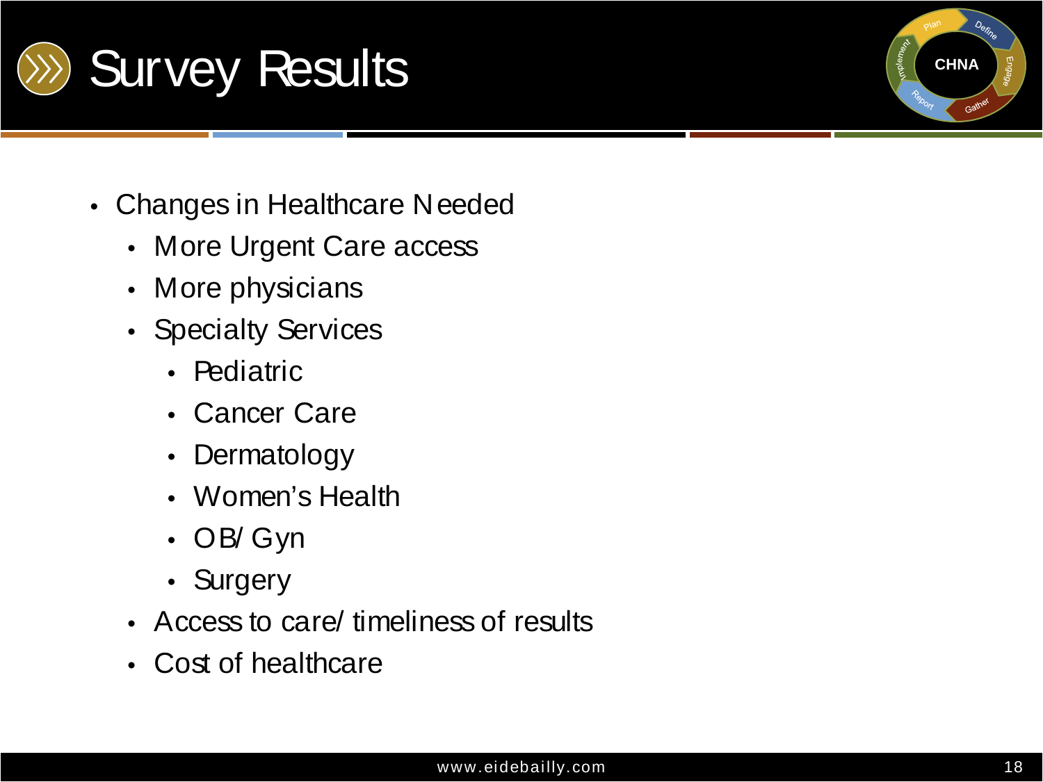# Survey Results

- Changes in Healthcare Needed
  - More Urgent Care access
  - More physicians
  - Specialty Services
    - Pediatric
    - Cancer Care
    - Dermatology
    - Women's Health
    - OB/ Gyn
    - Surgery
  - Access to care/ timeliness of results
  - Cost of healthcare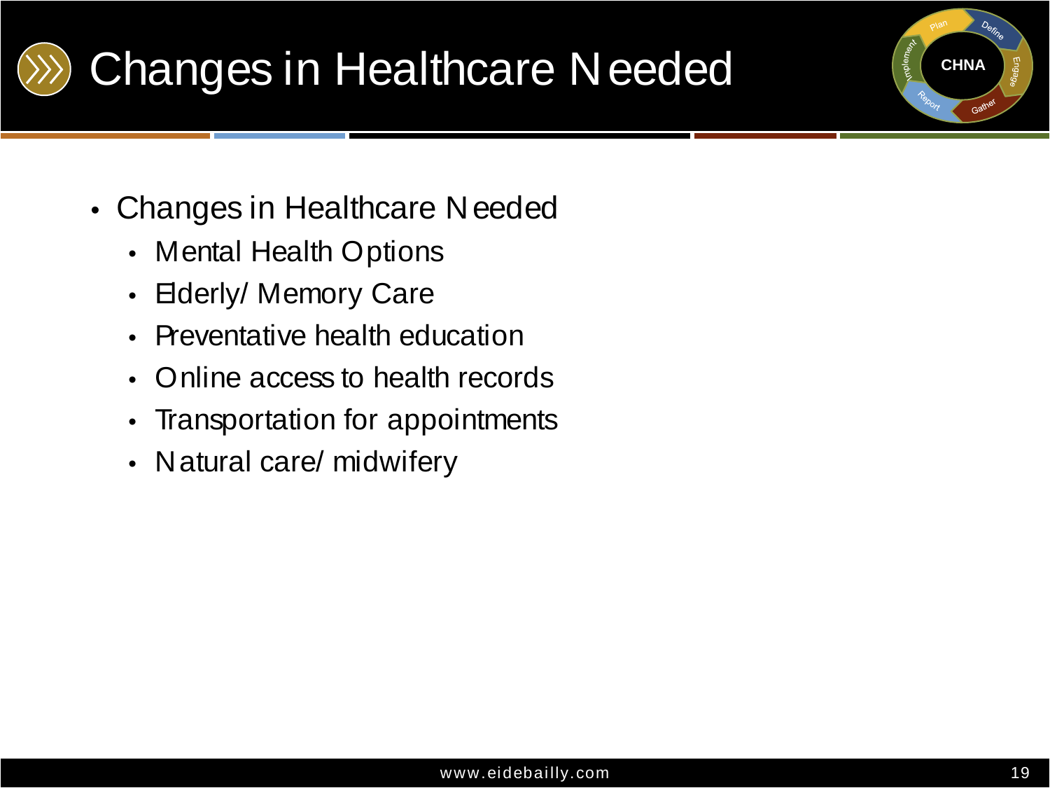# Changes in Healthcare Needed

- Changes in Healthcare Needed
  - Mental Health Options
  - Elderly/ Memory Care
  - Preventative health education
  - Online access to health records
  - Transportation for appointments
  - Natural care/ midwifery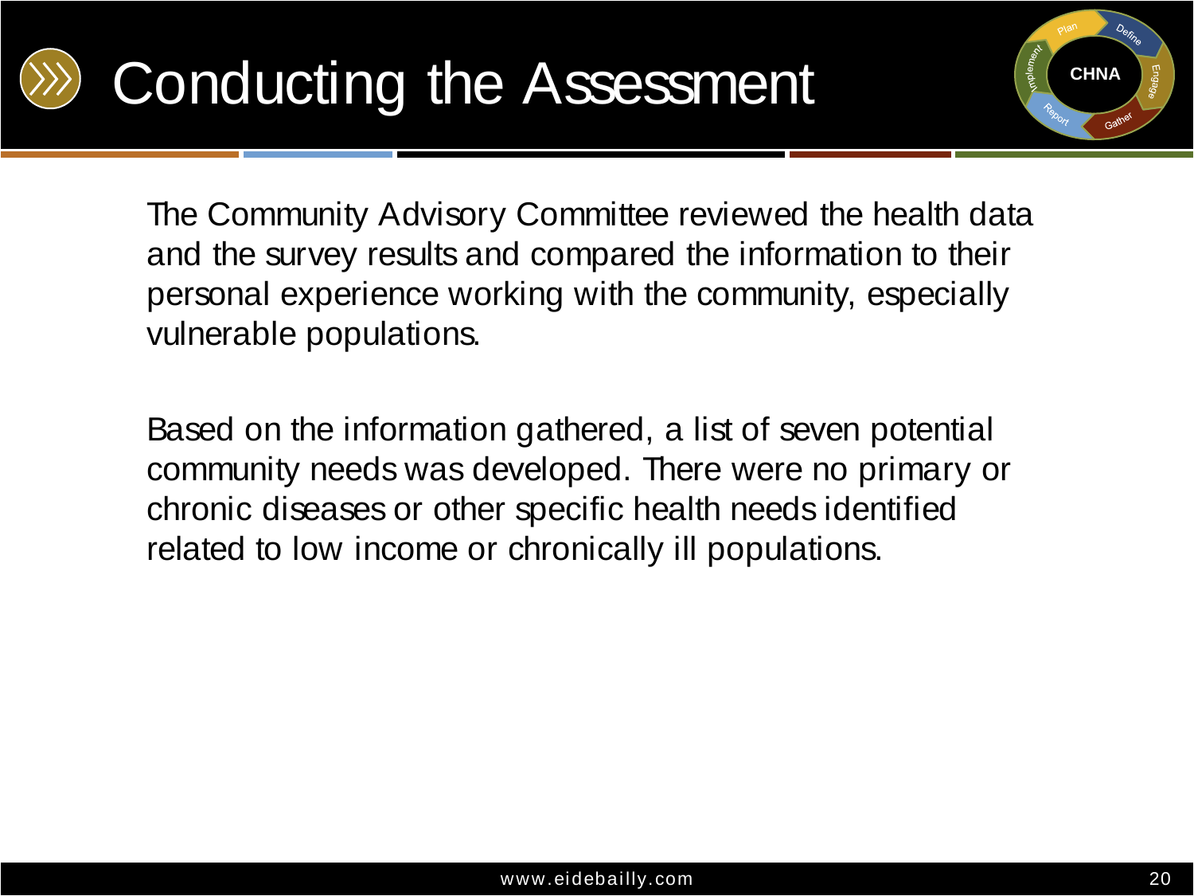# Conducting the Assessment

The Community Advisory Committee reviewed the health data and the survey results and compared the information to their personal experience working with the community, especially vulnerable populations.

Based on the information gathered, a list of seven potential community needs was developed. There were no primary or chronic diseases or other specific health needs identified related to low income or chronically ill populations.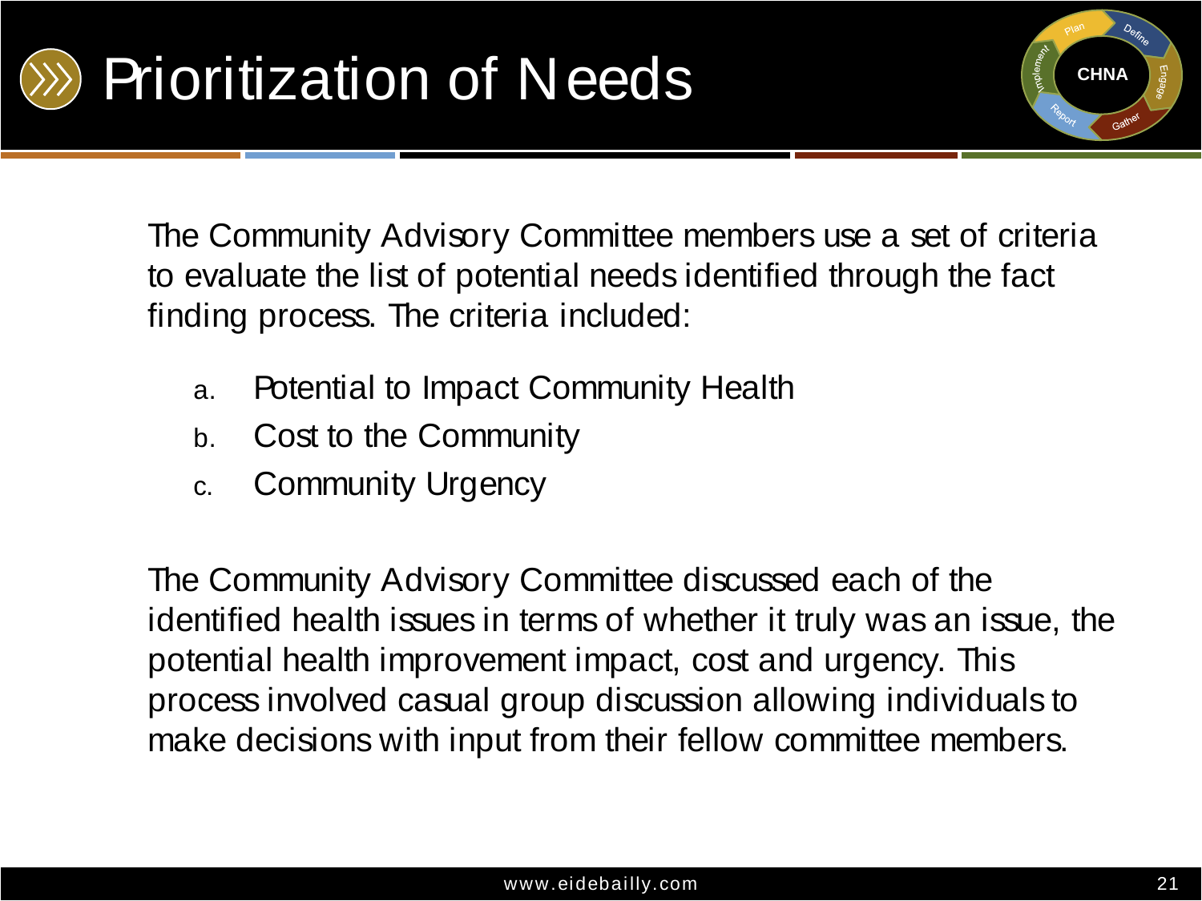# Prioritization of Needs

The Community Advisory Committee members use a set of criteria to evaluate the list of potential needs identified through the fact finding process. The criteria included:

a. Potential to Impact Community Health
b. Cost to the Community
c. Community Urgency

The Community Advisory Committee discussed each of the identified health issues in terms of whether it truly was an issue, the potential health improvement impact, cost and urgency. This process involved casual group discussion allowing individuals to make decisions with input from their fellow committee members.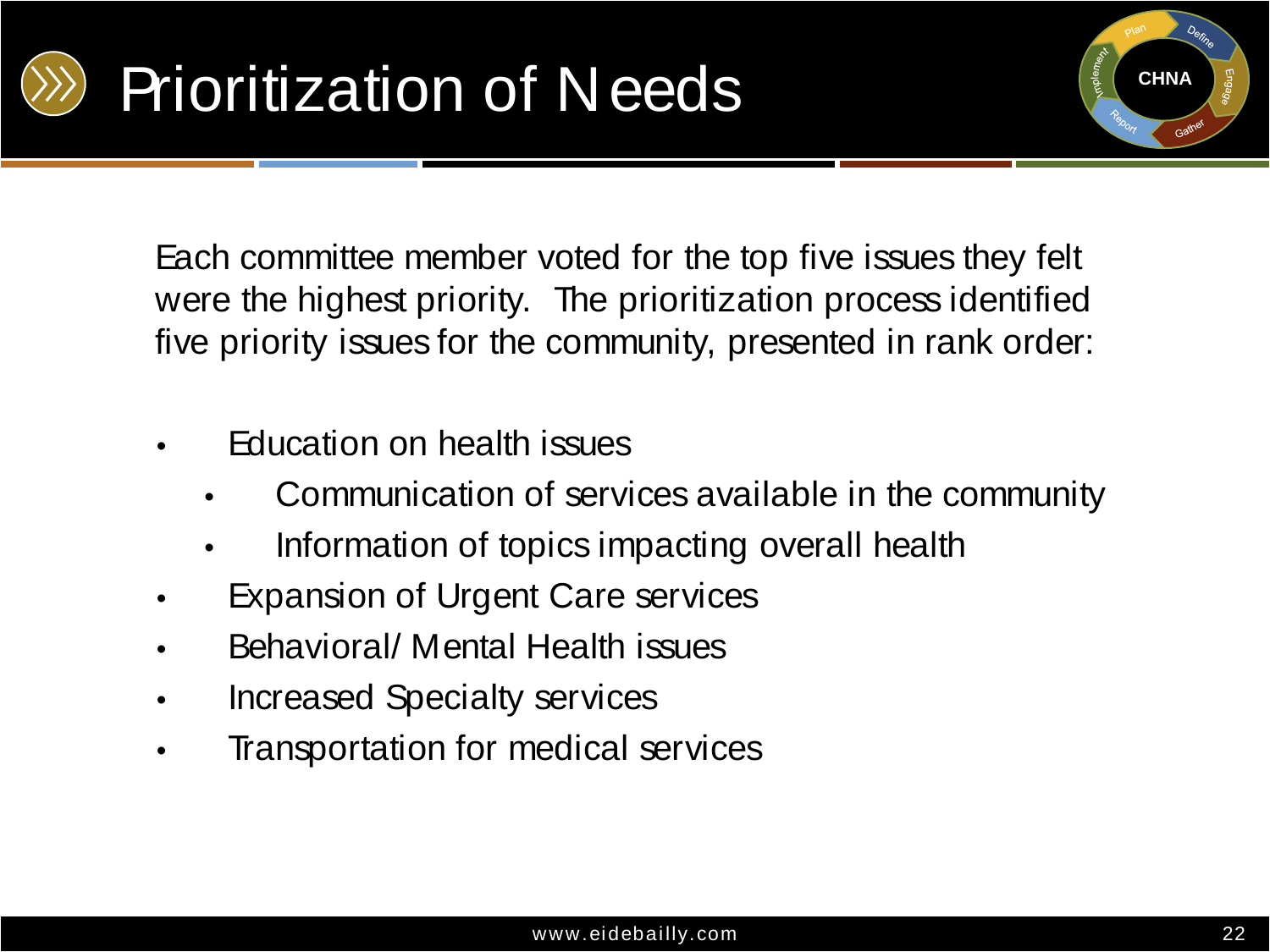# Prioritization of Needs

Each committee member voted for the top five issues they felt were the highest priority. The prioritization process identified five priority issues for the community, presented in rank order:

- Education on health issues
  - Communication of services available in the community
  - Information of topics impacting overall health
- Expansion of Urgent Care services
- Behavioral/ Mental Health issues
- Increased Specialty services
- Transportation for medical services

www.eidebailly.com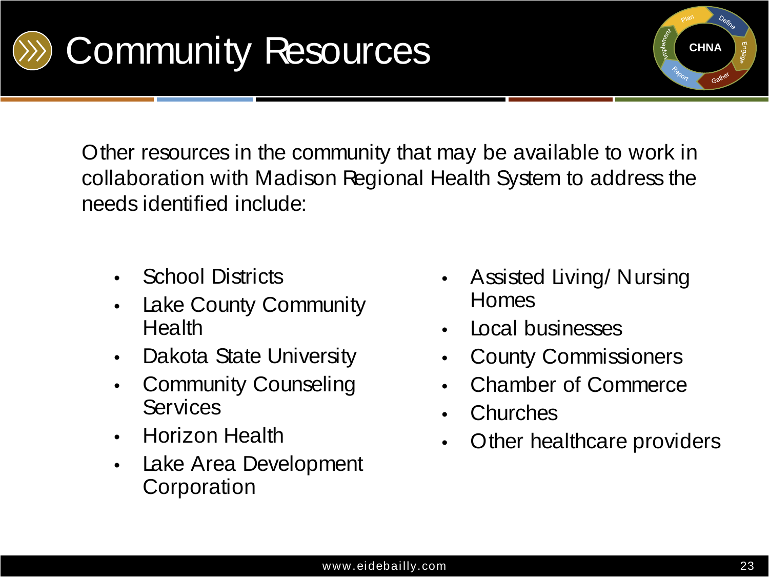# Community Resources

Other resources in the community that may be available to work in collaboration with Madison Regional Health System to address the needs identified include:

- School Districts
- Lake County Community Health
- Dakota State University
- Community Counseling Services
- Horizon Health
- Lake Area Development Corporation
- Assisted Living/ Nursing Homes
- Local businesses
- County Commissioners
- Chamber of Commerce
- Churches
- Other healthcare providers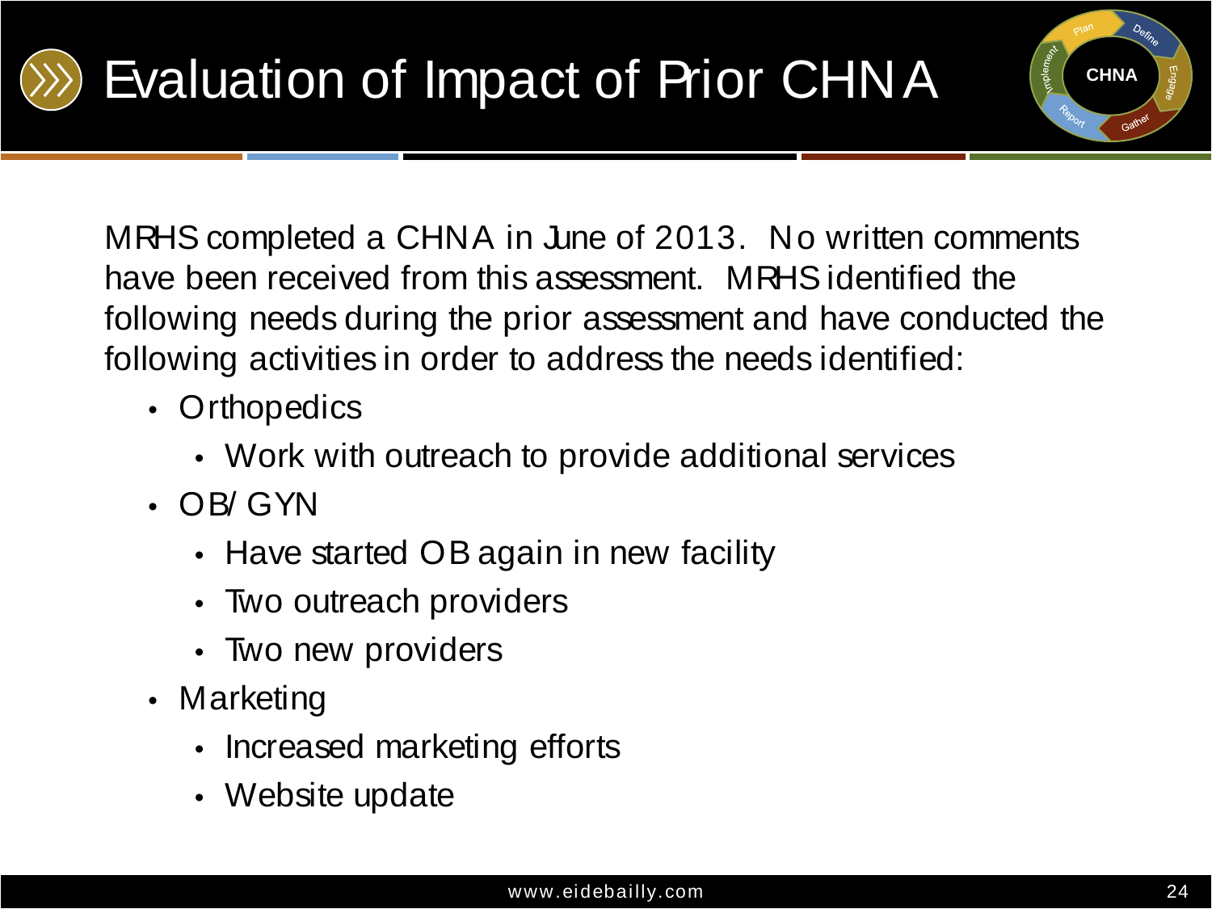# Evaluation of Impact of Prior CHNA

MRHS completed a CHNA in June of 2013. No written comments have been received from this assessment. MRHS identified the following needs during the prior assessment and have conducted the following activities in order to address the needs identified:

- Orthopedics
  - Work with outreach to provide additional services
- OB/GYN
  - Have started OB again in new facility
  - Two outreach providers
  - Two new providers
- Marketing
  - Increased marketing efforts
  - Website update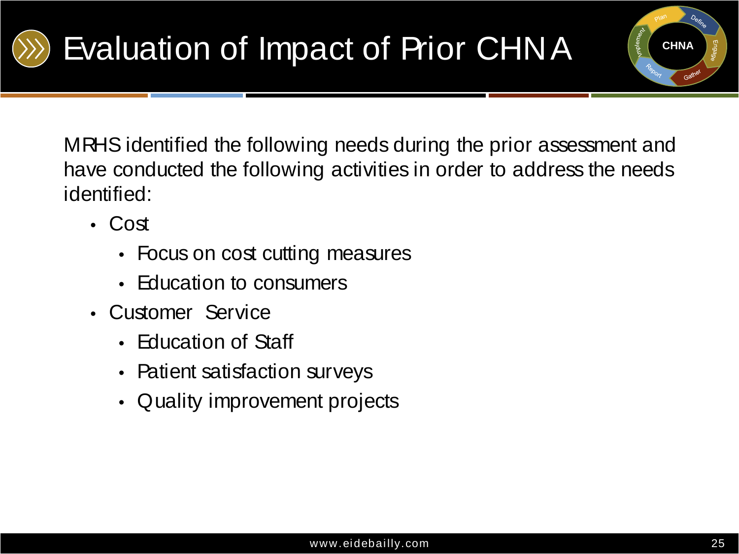# Evaluation of Impact of Prior CHNA

MRHS identified the following needs during the prior assessment and have conducted the following activities in order to address the needs identified:

- Cost
  - Focus on cost cutting measures
  - Education to consumers
- Customer Service
  - Education of Staff
  - Patient satisfaction surveys
  - Quality improvement projects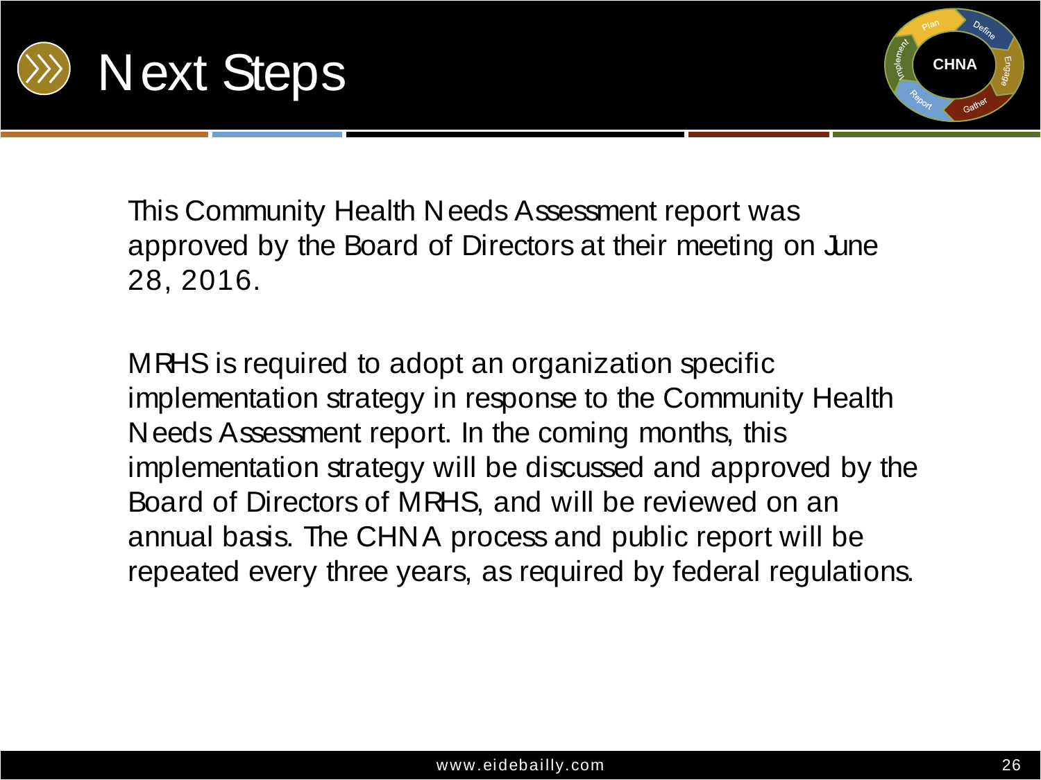# Next Steps

This Community Health Needs Assessment report was approved by the Board of Directors at their meeting on June 28, 2016.

MRHS is required to adopt an organization specific implementation strategy in response to the Community Health Needs Assessment report. In the coming months, this implementation strategy will be discussed and approved by the Board of Directors of MRHS, and will be reviewed on an annual basis. The CHNA process and public report will be repeated every three years, as required by federal regulations.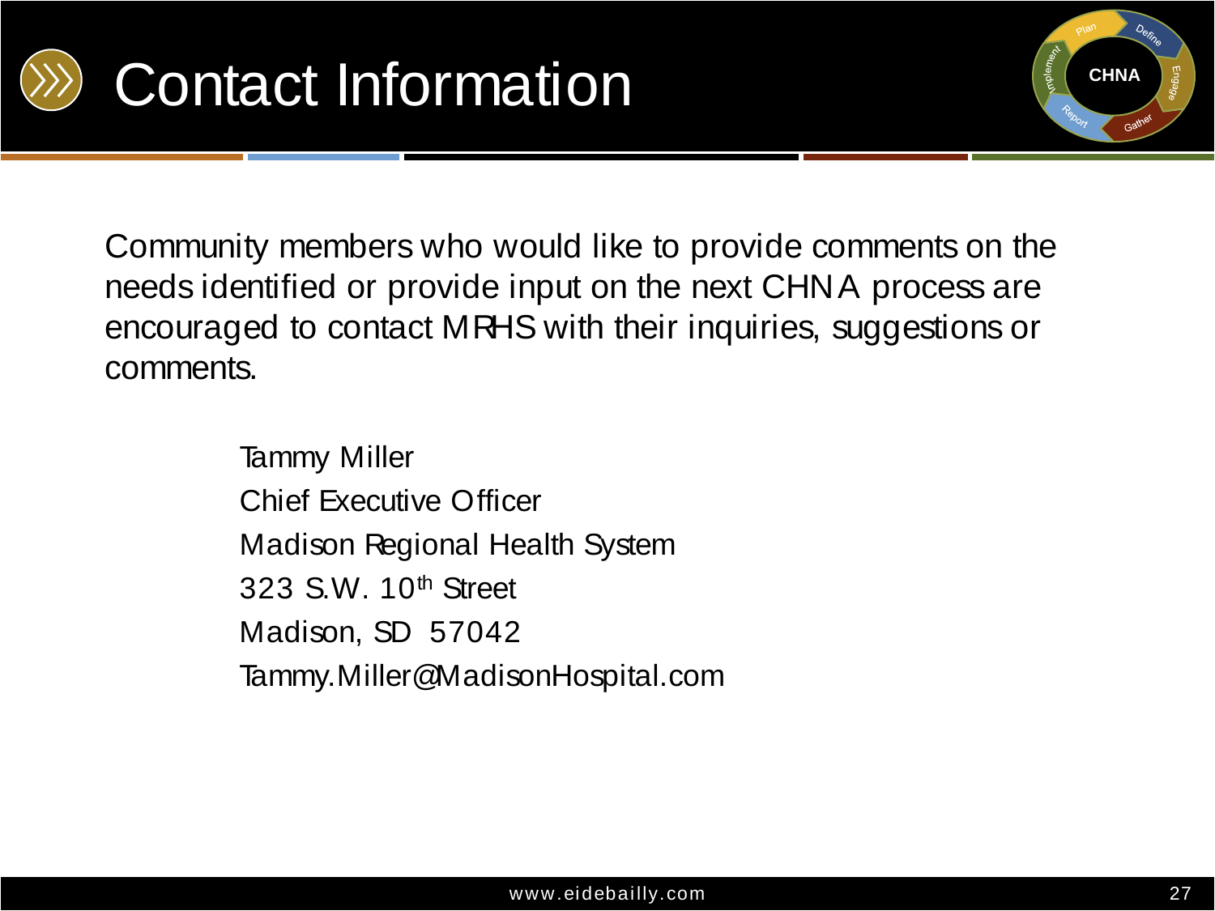# Contact Information

Community members who would like to provide comments on the needs identified or provide input on the next CHNA process are encouraged to contact MRHS with their inquiries, suggestions or comments.

Tammy Miller
Chief Executive Officer
Madison Regional Health System
323 S.W. 10th Street
Madison, SD 57042
Tammy.Miller@MadisonHospital.com